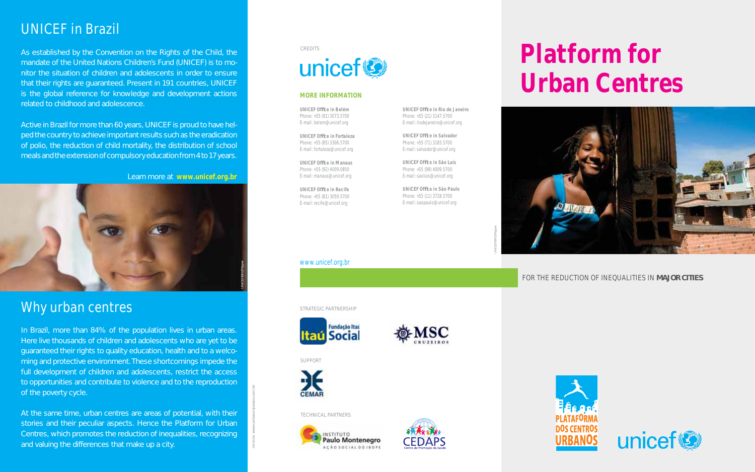## UNICEF in Brazil

As established by the Convention on the Rights of the Child, the mandate of the United Nations Children's Fund (UNICEF) is to monitor the situation of children and adolescents in order to ensure that their rights are guaranteed. Present in 191 countries, UNICEF is the global reference for knowledge and development actions related to childhood and adolescence.

Active in Brazil for more than 60 years, UNICEF is proud to have helped the country to achieve important results such as the eradication of polio, the reduction of child mortality, the distribution of school meals and the extension of compulsory education from 4 to 17 years.

Learn more at **www.unicef.org.br**

UNICEF/BRZ/Ripper

## Why urban centres

In Brazil, more than 84% of the population lives in urban areas. Here live thousands of children and adolescents who are yet to be guaranteed their rights to quality education, health and to a welcoming and protective environment. These shortcomings impede the full development of children and adolescents, restrict the access to opportunities and contribute to violence and to the reproduction of the poverty cycle.

At the same time, urban centres are areas of potential, with their stories and their peculiar aspects. Hence the Platform for Urban Centres, which promotes the reduction of inequalities, recognizing and valuing the differences that make up a city.

DESIGN www.artepomplaso.com.br

CREDITS

unicef

**MORE INFORMATION**

**UNICEF Office in Belém**
Phone: +55 (91) 3073.5700
E-mail: belem@unicef.org

**UNICEF Office in Fortaleza**
Phone: +55 (85) 3306.5700
E-mail: fortaleza@unicef.org

**UNICEF Office in Manaus**
Phone: +55 (92) 4009.0850
E-mail: manaus@unicef.org

**UNICEF Office in Recife**
Phone: +55 (81) 3059.5700
E-mail: recife@unicef.org

**UNICEF Office in Rio de Janeiro**
Phone: +55 (21) 3147.5700
E-mail: riodejaneiro@unicef.org

**UNICEF Office in Salvador**
Phone: +55 (71) 3183.5700
E-mail: salvador@unicef.org

**UNICEF Office in São Luís**
Phone: +55 (98) 4009.5700
E-mail: saoluis@unicef.org

**UNICEF Office in São Paulo**
Phone: +55 (11) 3728.5700
E-mail: saopaulo@unicef.org

www.unicef.org.br

STRATEGIC PARTNERSHIP

Fundação Itaú Social — MSC Cruzeiros

SUPPORT

CEMAR

TECHNICAL PARTNERS

Instituto Paulo Montenegro – Ação Social do IBOPE — CEDAPS Centro de Promoção da Saúde

# Platform for Urban Centres

UNICEF/BRZ/Ripper

FOR THE REDUCTION OF INEQUALITIES IN **MAJOR CITIES**

PLATAFORMA DOS CENTROS URBANOS

unicef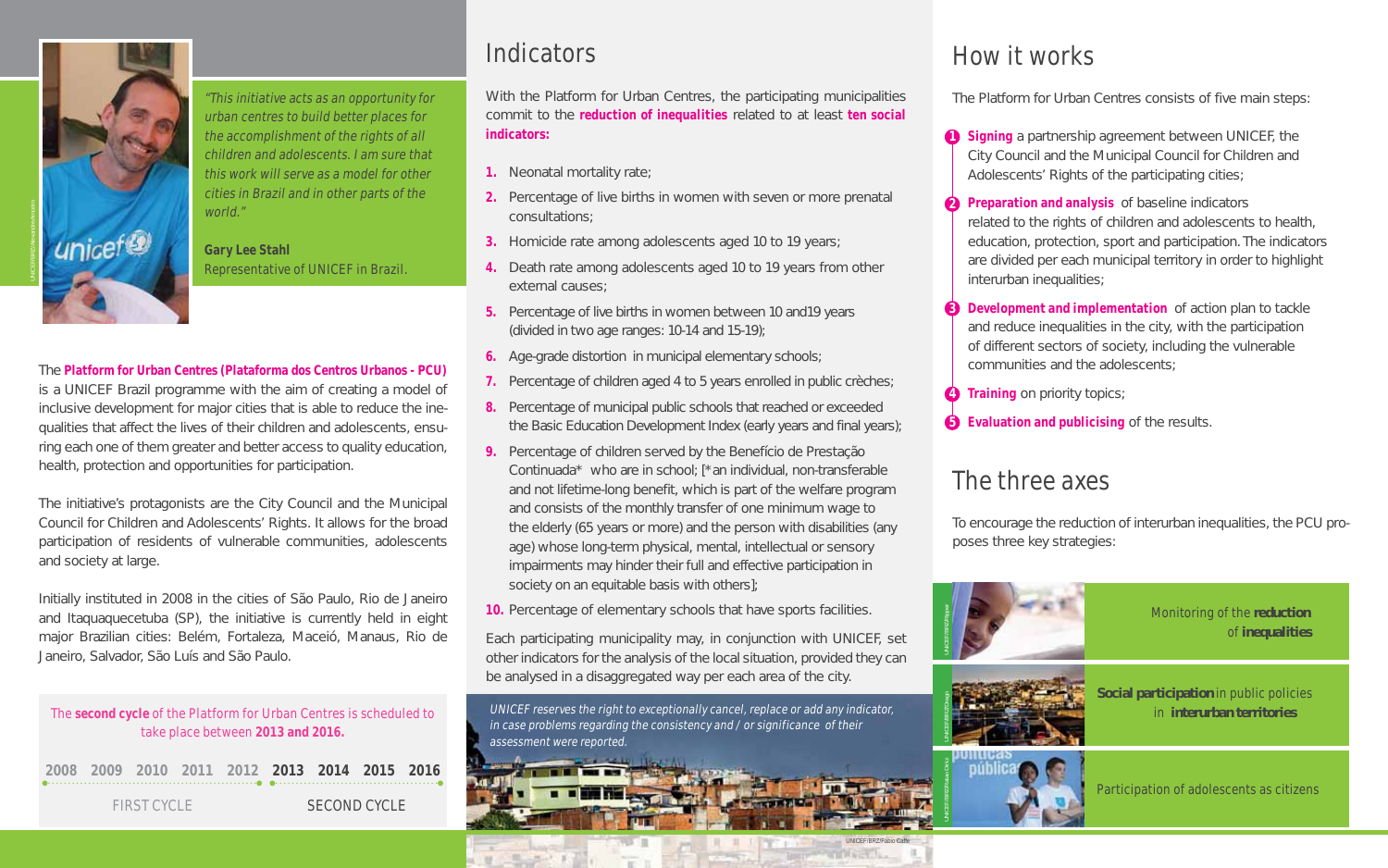*"This initiative acts as an opportunity for urban centres to build better places for the accomplishment of the rights of all children and adolescents. I am sure that this work will serve as a model for other cities in Brazil and in other parts of the world."*

**Gary Lee Stahl**
Representative of UNICEF in Brazil.

The **Platform for Urban Centres (Plataforma dos Centros Urbanos - PCU)** is a UNICEF Brazil programme with the aim of creating a model of inclusive development for major cities that is able to reduce the inequalities that affect the lives of their children and adolescents, ensuring each one of them greater and better access to quality education, health, protection and opportunities for participation.

The initiative's protagonists are the City Council and the Municipal Council for Children and Adolescents' Rights. It allows for the broad participation of residents of vulnerable communities, adolescents and society at large.

Initially instituted in 2008 in the cities of São Paulo, Rio de Janeiro and Itaquaquecetuba (SP), the initiative is currently held in eight major Brazilian cities: Belém, Fortaleza, Maceió, Manaus, Rio de Janeiro, Salvador, São Luís and São Paulo.

The **second cycle** of the Platform for Urban Centres is scheduled to take place between **2013 and 2016.**

2008 2009 2010 2011 2012 **2013 2014 2015 2016**

FIRST CYCLE — SECOND CYCLE

# Indicators

With the Platform for Urban Centres, the participating municipalities commit to the **reduction of inequalities** related to at least **ten social indicators:**

1. Neonatal mortality rate;
2. Percentage of live births in women with seven or more prenatal consultations;
3. Homicide rate among adolescents aged 10 to 19 years;
4. Death rate among adolescents aged 10 to 19 years from other external causes;
5. Percentage of live births in women between 10 and19 years (divided in two age ranges: 10-14 and 15-19);
6. Age-grade distortion in municipal elementary schools;
7. Percentage of children aged 4 to 5 years enrolled in public crèches;
8. Percentage of municipal public schools that reached or exceeded the Basic Education Development Index (early years and final years);
9. Percentage of children served by the Benefício de Prestação Continuada* who are in school; [*an individual, non-transferable and not lifetime-long benefit, which is part of the welfare program and consists of the monthly transfer of one minimum wage to the elderly (65 years or more) and the person with disabilities (any age) whose long-term physical, mental, intellectual or sensory impairments may hinder their full and effective participation in society on an equitable basis with others];
10. Percentage of elementary schools that have sports facilities.

Each participating municipality may, in conjunction with UNICEF, set other indicators for the analysis of the local situation, provided they can be analysed in a disaggregated way per each area of the city.

*UNICEF reserves the right to exceptionally cancel, replace or add any indicator, in case problems regarding the consistency and / or significance of their assessment were reported.*

# How it works

The Platform for Urban Centres consists of five main steps:

1. **Signing** a partnership agreement between UNICEF, the City Council and the Municipal Council for Children and Adolescents' Rights of the participating cities;
2. **Preparation and analysis** of baseline indicators related to the rights of children and adolescents to health, education, protection, sport and participation. The indicators are divided per each municipal territory in order to highlight interurban inequalities;
3. **Development and implementation** of action plan to tackle and reduce inequalities in the city, with the participation of different sectors of society, including the vulnerable communities and the adolescents;
4. **Training** on priority topics;
5. **Evaluation and publicising** of the results.

# The three axes

To encourage the reduction of interurban inequalities, the PCU proposes three key strategies:

Monitoring of the **reduction** of **inequalities**

**Social participation** in public policies in **interurban territories**

Participation of adolescents as citizens